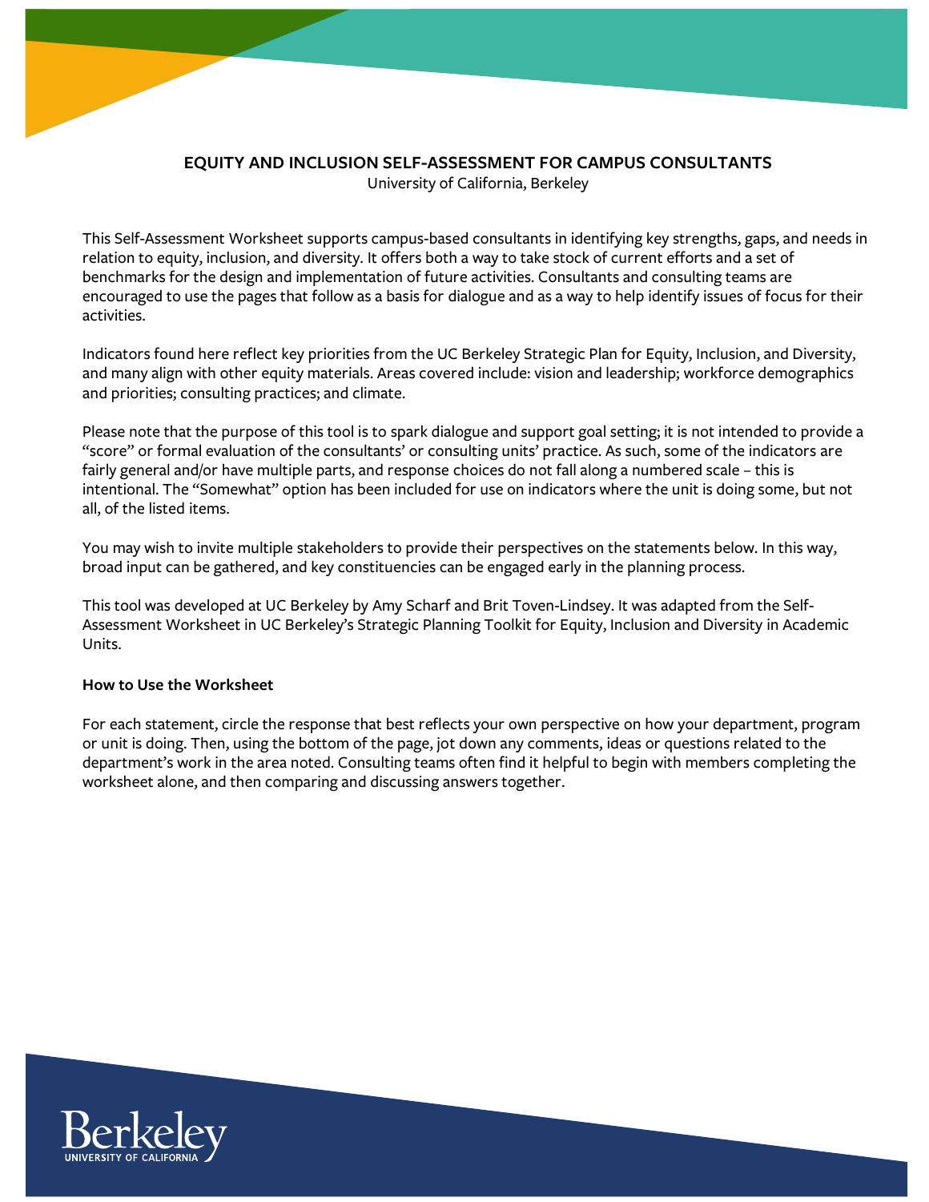# EQUITY AND INCLUSION SELF-ASSESSMENT FOR CAMPUS CONSULTANTS

University of California, Berkeley

This Self-Assessment Worksheet supports campus-based consultants in identifying key strengths, gaps, and needs in relation to equity, inclusion, and diversity. It offers both a way to take stock of current efforts and a set of benchmarks for the design and implementation of future activities. Consultants and consulting teams are encouraged to use the pages that follow as a basis for dialogue and as a way to help identify issues of focus for their activities.

Indicators found here reflect key priorities from the UC Berkeley Strategic Plan for Equity, Inclusion, and Diversity, and many align with other equity materials. Areas covered include: vision and leadership; workforce demographics and priorities; consulting practices; and climate.

Please note that the purpose of this tool is to spark dialogue and support goal setting; it is not intended to provide a "score" or formal evaluation of the consultants' or consulting units' practice. As such, some of the indicators are fairly general and/or have multiple parts, and response choices do not fall along a numbered scale – this is intentional. The "Somewhat" option has been included for use on indicators where the unit is doing some, but not all, of the listed items.

You may wish to invite multiple stakeholders to provide their perspectives on the statements below. In this way, broad input can be gathered, and key constituencies can be engaged early in the planning process.

This tool was developed at UC Berkeley by Amy Scharf and Brit Toven-Lindsey. It was adapted from the Self-Assessment Worksheet in UC Berkeley's Strategic Planning Toolkit for Equity, Inclusion and Diversity in Academic Units.

**How to Use the Worksheet**

For each statement, circle the response that best reflects your own perspective on how your department, program or unit is doing. Then, using the bottom of the page, jot down any comments, ideas or questions related to the department's work in the area noted. Consulting teams often find it helpful to begin with members completing the worksheet alone, and then comparing and discussing answers together.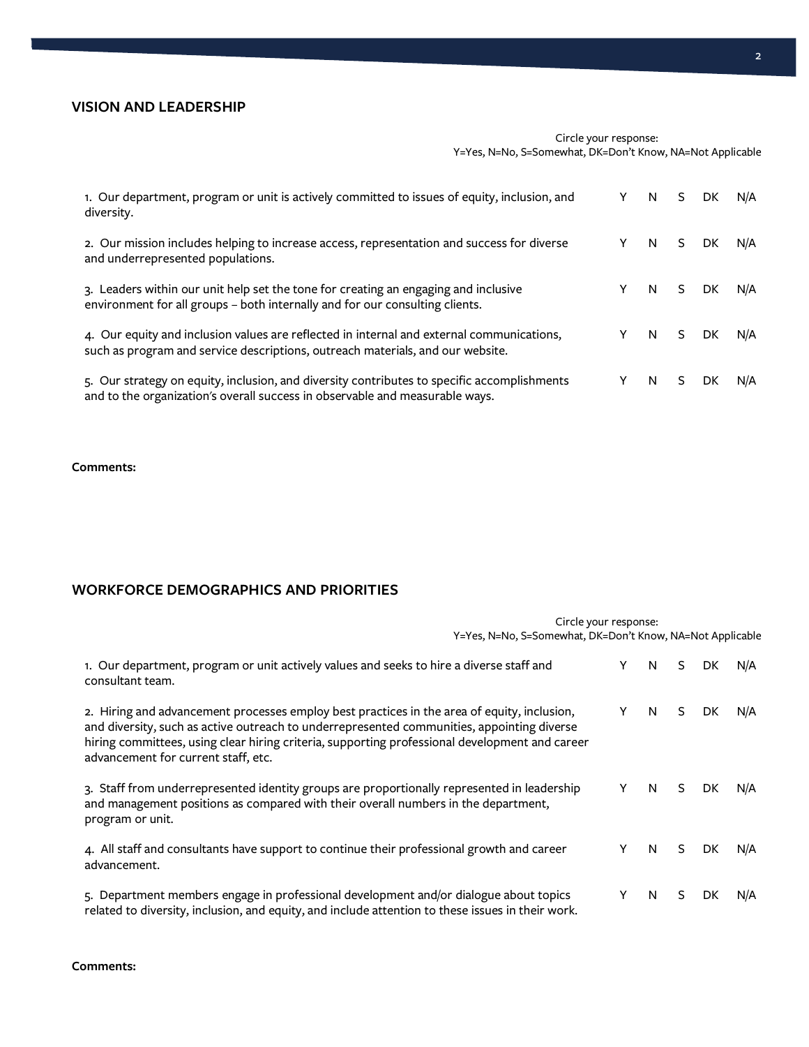## VISION AND LEADERSHIP

Circle your response:
Y=Yes, N=No, S=Somewhat, DK=Don't Know, NA=Not Applicable

| | | | | | |
|---|---|---|---|---|---|
| 1. Our department, program or unit is actively committed to issues of equity, inclusion, and diversity. | Y | N | S | DK | N/A |
| 2. Our mission includes helping to increase access, representation and success for diverse and underrepresented populations. | Y | N | S | DK | N/A |
| 3. Leaders within our unit help set the tone for creating an engaging and inclusive environment for all groups – both internally and for our consulting clients. | Y | N | S | DK | N/A |
| 4. Our equity and inclusion values are reflected in internal and external communications, such as program and service descriptions, outreach materials, and our website. | Y | N | S | DK | N/A |
| 5. Our strategy on equity, inclusion, and diversity contributes to specific accomplishments and to the organization's overall success in observable and measurable ways. | Y | N | S | DK | N/A |

**Comments:**

## WORKFORCE DEMOGRAPHICS AND PRIORITIES

Circle your response:
Y=Yes, N=No, S=Somewhat, DK=Don't Know, NA=Not Applicable

| | | | | | |
|---|---|---|---|---|---|
| 1. Our department, program or unit actively values and seeks to hire a diverse staff and consultant team. | Y | N | S | DK | N/A |
| 2. Hiring and advancement processes employ best practices in the area of equity, inclusion, and diversity, such as active outreach to underrepresented communities, appointing diverse hiring committees, using clear hiring criteria, supporting professional development and career advancement for current staff, etc. | Y | N | S | DK | N/A |
| 3. Staff from underrepresented identity groups are proportionally represented in leadership and management positions as compared with their overall numbers in the department, program or unit. | Y | N | S | DK | N/A |
| 4. All staff and consultants have support to continue their professional growth and career advancement. | Y | N | S | DK | N/A |
| 5. Department members engage in professional development and/or dialogue about topics related to diversity, inclusion, and equity, and include attention to these issues in their work. | Y | N | S | DK | N/A |

**Comments:**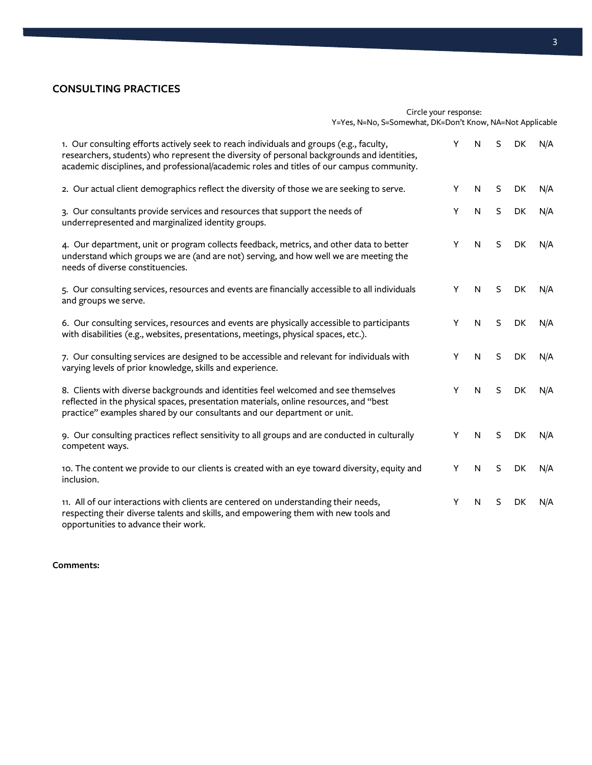## CONSULTING PRACTICES

Circle your response:
Y=Yes, N=No, S=Somewhat, DK=Don't Know, NA=Not Applicable

| | | | | | |
|---|---|---|---|---|---|
| 1. Our consulting efforts actively seek to reach individuals and groups (e.g., faculty, researchers, students) who represent the diversity of personal backgrounds and identities, academic disciplines, and professional/academic roles and titles of our campus community. | Y | N | S | DK | N/A |
| 2. Our actual client demographics reflect the diversity of those we are seeking to serve. | Y | N | S | DK | N/A |
| 3. Our consultants provide services and resources that support the needs of underrepresented and marginalized identity groups. | Y | N | S | DK | N/A |
| 4. Our department, unit or program collects feedback, metrics, and other data to better understand which groups we are (and are not) serving, and how well we are meeting the needs of diverse constituencies. | Y | N | S | DK | N/A |
| 5. Our consulting services, resources and events are financially accessible to all individuals and groups we serve. | Y | N | S | DK | N/A |
| 6. Our consulting services, resources and events are physically accessible to participants with disabilities (e.g., websites, presentations, meetings, physical spaces, etc.). | Y | N | S | DK | N/A |
| 7. Our consulting services are designed to be accessible and relevant for individuals with varying levels of prior knowledge, skills and experience. | Y | N | S | DK | N/A |
| 8. Clients with diverse backgrounds and identities feel welcomed and see themselves reflected in the physical spaces, presentation materials, online resources, and "best practice" examples shared by our consultants and our department or unit. | Y | N | S | DK | N/A |
| 9. Our consulting practices reflect sensitivity to all groups and are conducted in culturally competent ways. | Y | N | S | DK | N/A |
| 10. The content we provide to our clients is created with an eye toward diversity, equity and inclusion. | Y | N | S | DK | N/A |
| 11. All of our interactions with clients are centered on understanding their needs, respecting their diverse talents and skills, and empowering them with new tools and opportunities to advance their work. | Y | N | S | DK | N/A |

**Comments:**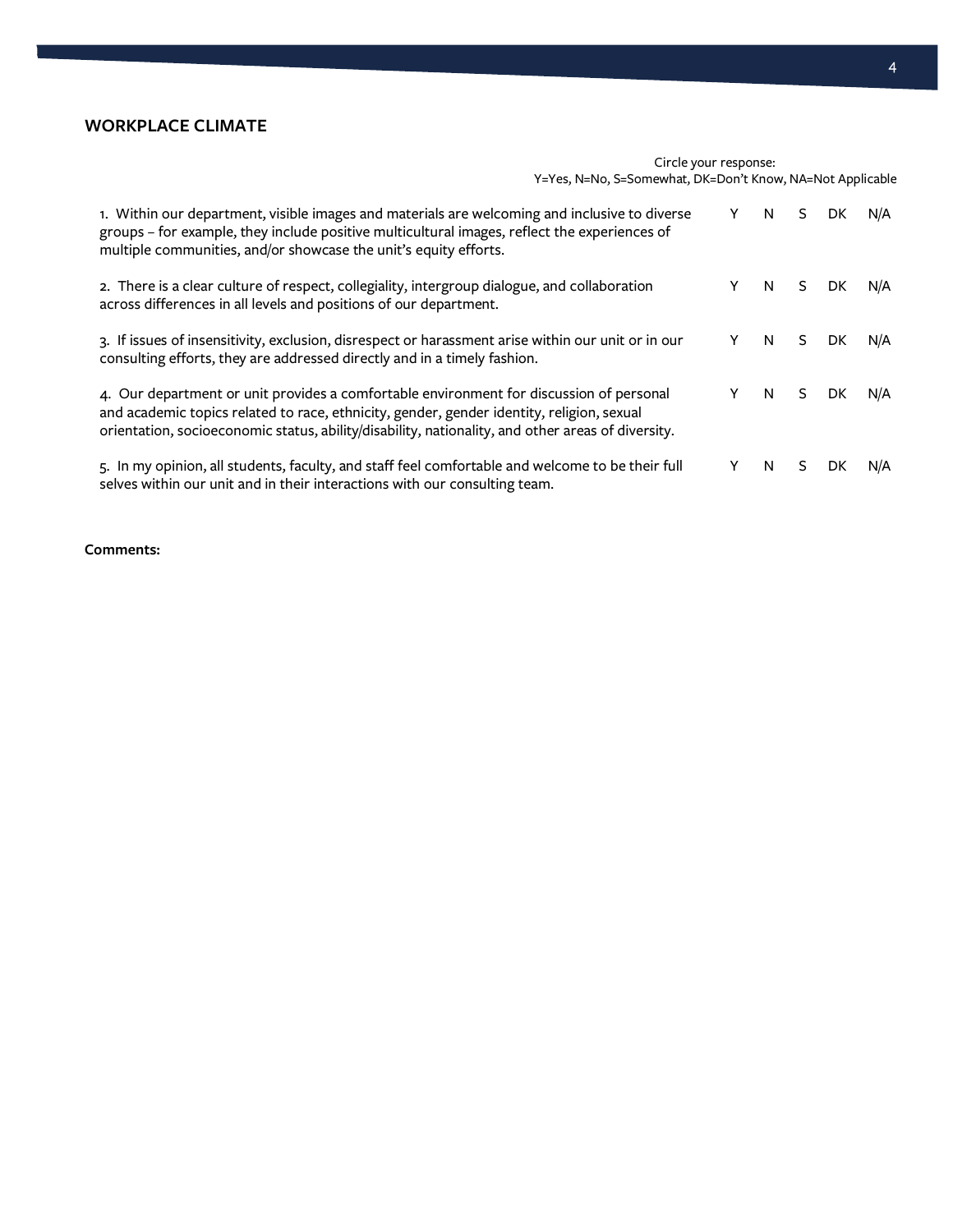## WORKPLACE CLIMATE

Circle your response:
Y=Yes, N=No, S=Somewhat, DK=Don't Know, NA=Not Applicable

| | | | | | |
|---|---|---|---|---|---|
| 1. Within our department, visible images and materials are welcoming and inclusive to diverse groups – for example, they include positive multicultural images, reflect the experiences of multiple communities, and/or showcase the unit's equity efforts. | Y | N | S | DK | N/A |
| 2. There is a clear culture of respect, collegiality, intergroup dialogue, and collaboration across differences in all levels and positions of our department. | Y | N | S | DK | N/A |
| 3. If issues of insensitivity, exclusion, disrespect or harassment arise within our unit or in our consulting efforts, they are addressed directly and in a timely fashion. | Y | N | S | DK | N/A |
| 4. Our department or unit provides a comfortable environment for discussion of personal and academic topics related to race, ethnicity, gender, gender identity, religion, sexual orientation, socioeconomic status, ability/disability, nationality, and other areas of diversity. | Y | N | S | DK | N/A |
| 5. In my opinion, all students, faculty, and staff feel comfortable and welcome to be their full selves within our unit and in their interactions with our consulting team. | Y | N | S | DK | N/A |

**Comments:**